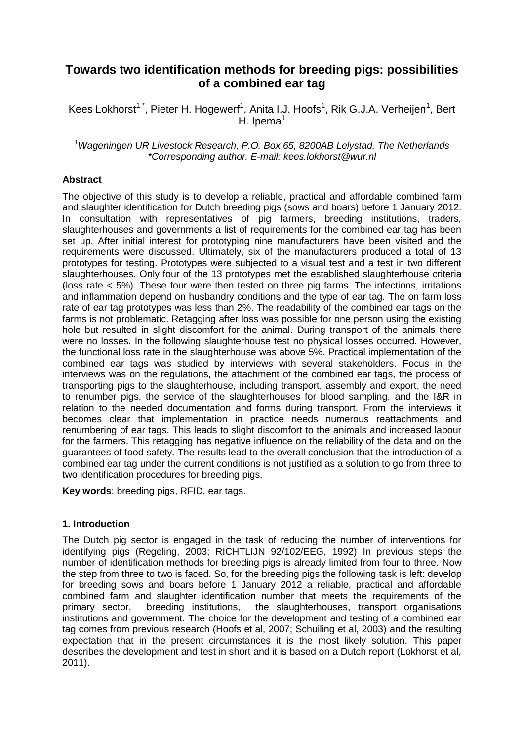# Towards two identification methods for breeding pigs: possibilities of a combined ear tag

Kees Lokhorst[1,*], Pieter H. Hogewerf[1], Anita I.J. Hoofs[1], Rik G.J.A. Verheijen[1], Bert H. Ipema[1]

*[1]Wageningen UR Livestock Research, P.O. Box 65, 8200AB Lelystad, The Netherlands*
*\*Corresponding author. E-mail: kees.lokhorst@wur.nl*

### Abstract

The objective of this study is to develop a reliable, practical and affordable combined farm and slaughter identification for Dutch breeding pigs (sows and boars) before 1 January 2012. In consultation with representatives of pig farmers, breeding institutions, traders, slaughterhouses and governments a list of requirements for the combined ear tag has been set up. After initial interest for prototyping nine manufacturers have been visited and the requirements were discussed. Ultimately, six of the manufacturers produced a total of 13 prototypes for testing. Prototypes were subjected to a visual test and a test in two different slaughterhouses. Only four of the 13 prototypes met the established slaughterhouse criteria (loss rate < 5%). These four were then tested on three pig farms. The infections, irritations and inflammation depend on husbandry conditions and the type of ear tag. The on farm loss rate of ear tag prototypes was less than 2%. The readability of the combined ear tags on the farms is not problematic. Retagging after loss was possible for one person using the existing hole but resulted in slight discomfort for the animal. During transport of the animals there were no losses. In the following slaughterhouse test no physical losses occurred. However, the functional loss rate in the slaughterhouse was above 5%. Practical implementation of the combined ear tags was studied by interviews with several stakeholders. Focus in the interviews was on the regulations, the attachment of the combined ear tags, the process of transporting pigs to the slaughterhouse, including transport, assembly and export, the need to renumber pigs, the service of the slaughterhouses for blood sampling, and the I&R in relation to the needed documentation and forms during transport. From the interviews it becomes clear that implementation in practice needs numerous reattachments and renumbering of ear tags. This leads to slight discomfort to the animals and increased labour for the farmers. This retagging has negative influence on the reliability of the data and on the guarantees of food safety. The results lead to the overall conclusion that the introduction of a combined ear tag under the current conditions is not justified as a solution to go from three to two identification procedures for breeding pigs.

**Key words**: breeding pigs, RFID, ear tags.

### 1. Introduction

The Dutch pig sector is engaged in the task of reducing the number of interventions for identifying pigs (Regeling, 2003; RICHTLIJN 92/102/EEG, 1992) In previous steps the number of identification methods for breeding pigs is already limited from four to three. Now the step from three to two is faced. So, for the breeding pigs the following task is left: develop for breeding sows and boars before 1 January 2012 a reliable, practical and affordable combined farm and slaughter identification number that meets the requirements of the primary sector, breeding institutions, the slaughterhouses, transport organisations institutions and government. The choice for the development and testing of a combined ear tag comes from previous research (Hoofs et al, 2007; Schuiling et al, 2003) and the resulting expectation that in the present circumstances it is the most likely solution. This paper describes the development and test in short and it is based on a Dutch report (Lokhorst et al, 2011).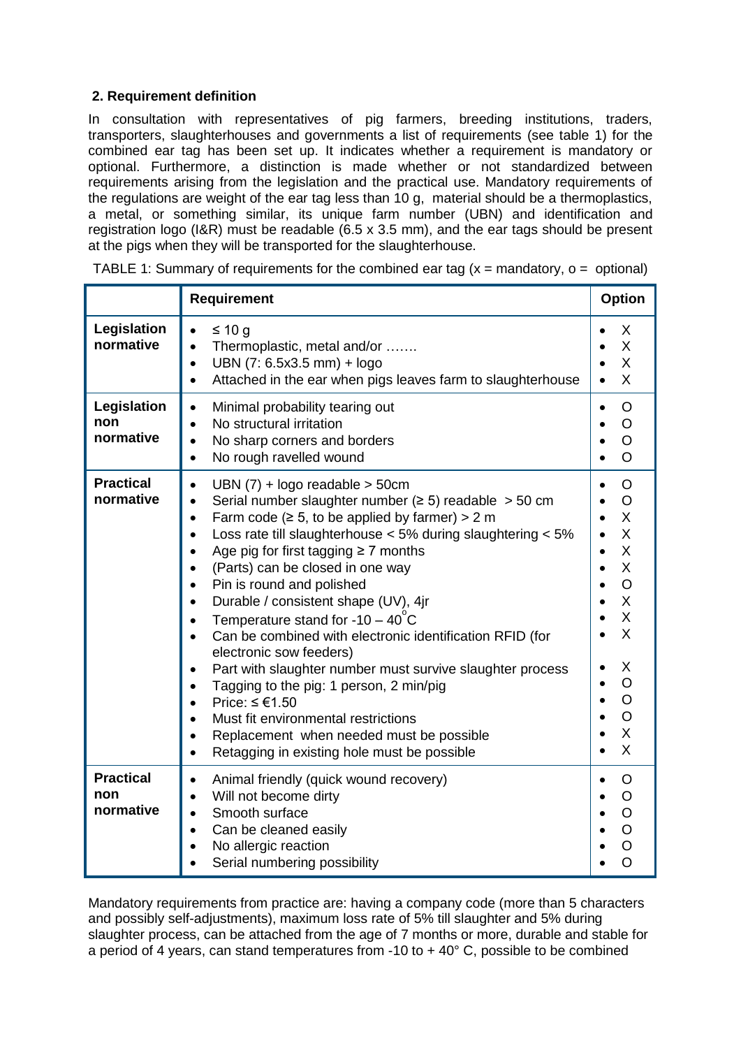### 2. Requirement definition

In consultation with representatives of pig farmers, breeding institutions, traders, transporters, slaughterhouses and governments a list of requirements (see table 1) for the combined ear tag has been set up. It indicates whether a requirement is mandatory or optional. Furthermore, a distinction is made whether or not standardized between requirements arising from the legislation and the practical use. Mandatory requirements of the regulations are weight of the ear tag less than 10 g, material should be a thermoplastics, a metal, or something similar, its unique farm number (UBN) and identification and registration logo (I&R) must be readable (6.5 x 3.5 mm), and the ear tags should be present at the pigs when they will be transported for the slaughterhouse.

TABLE 1: Summary of requirements for the combined ear tag (x = mandatory, o = optional)

| | Requirement | Option |
|---|---|---|
| **Legislation normative** | • ≤ 10 g<br>• Thermoplastic, metal and/or …….<br>• UBN (7: 6.5x3.5 mm) + logo<br>• Attached in the ear when pigs leaves farm to slaughterhouse | • X<br>• X<br>• X<br>• X |
| **Legislation non normative** | • Minimal probability tearing out<br>• No structural irritation<br>• No sharp corners and borders<br>• No rough ravelled wound | • O<br>• O<br>• O<br>• O |
| **Practical normative** | • UBN (7) + logo readable > 50cm<br>• Serial number slaughter number (≥ 5) readable > 50 cm<br>• Farm code (≥ 5, to be applied by farmer) > 2 m<br>• Loss rate till slaughterhouse < 5% during slaughtering < 5%<br>• Age pig for first tagging ≥ 7 months<br>• (Parts) can be closed in one way<br>• Pin is round and polished<br>• Durable / consistent shape (UV), 4jr<br>• Temperature stand for -10 – 40°C<br>• Can be combined with electronic identification RFID (for electronic sow feeders)<br>• Part with slaughter number must survive slaughter process<br>• Tagging to the pig: 1 person, 2 min/pig<br>• Price: ≤ €1.50<br>• Must fit environmental restrictions<br>• Replacement when needed must be possible<br>• Retagging in existing hole must be possible | • O<br>• O<br>• X<br>• X<br>• X<br>• X<br>• O<br>• X<br>• X<br>• X<br><br>• X<br>• O<br>• O<br>• O<br>• X<br>• X |
| **Practical non normative** | • Animal friendly (quick wound recovery)<br>• Will not become dirty<br>• Smooth surface<br>• Can be cleaned easily<br>• No allergic reaction<br>• Serial numbering possibility | • O<br>• O<br>• O<br>• O<br>• O<br>• O |

Mandatory requirements from practice are: having a company code (more than 5 characters and possibly self-adjustments), maximum loss rate of 5% till slaughter and 5% during slaughter process, can be attached from the age of 7 months or more, durable and stable for a period of 4 years, can stand temperatures from -10 to + 40° C, possible to be combined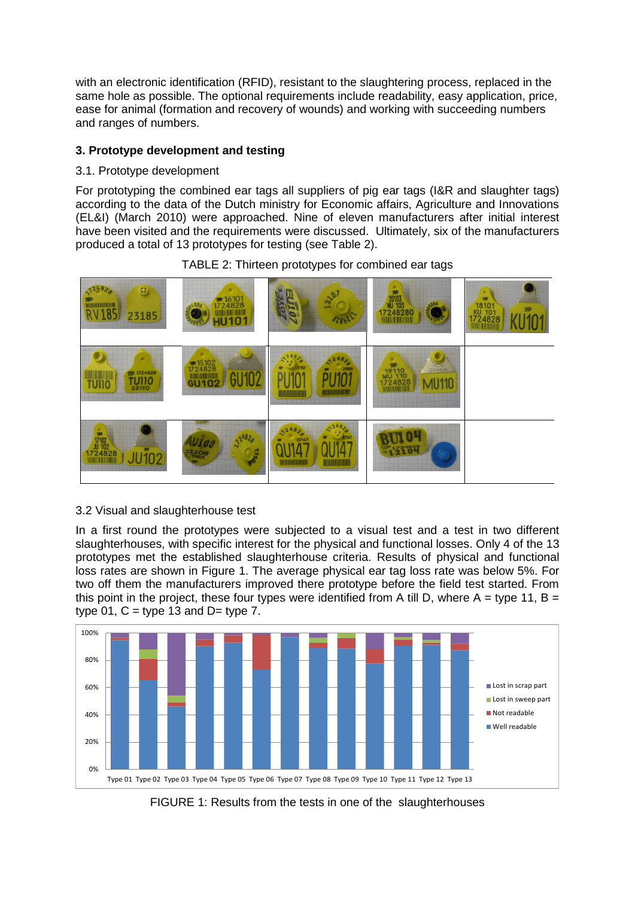with an electronic identification (RFID), resistant to the slaughtering process, replaced in the same hole as possible. The optional requirements include readability, easy application, price, ease for animal (formation and recovery of wounds) and working with succeeding numbers and ranges of numbers.

## 3. Prototype development and testing

### 3.1. Prototype development

For prototyping the combined ear tags all suppliers of pig ear tags (I&R and slaughter tags) according to the data of the Dutch ministry for Economic affairs, Agriculture and Innovations (EL&I) (March 2010) were approached. Nine of eleven manufacturers after initial interest have been visited and the requirements were discussed. Ultimately, six of the manufacturers produced a total of 13 prototypes for testing (see Table 2).

TABLE 2: Thirteen prototypes for combined ear tags

### 3.2 Visual and slaughterhouse test

In a first round the prototypes were subjected to a visual test and a test in two different slaughterhouses, with specific interest for the physical and functional losses. Only 4 of the 13 prototypes met the established slaughterhouse criteria. Results of physical and functional loss rates are shown in Figure 1. The average physical ear tag loss rate was below 5%. For two off them the manufacturers improved there prototype before the field test started. From this point in the project, these four types were identified from A till D, where A = type 11, B = type 01, C = type 13 and D= type 7.

FIGURE 1: Results from the tests in one of the slaughterhouses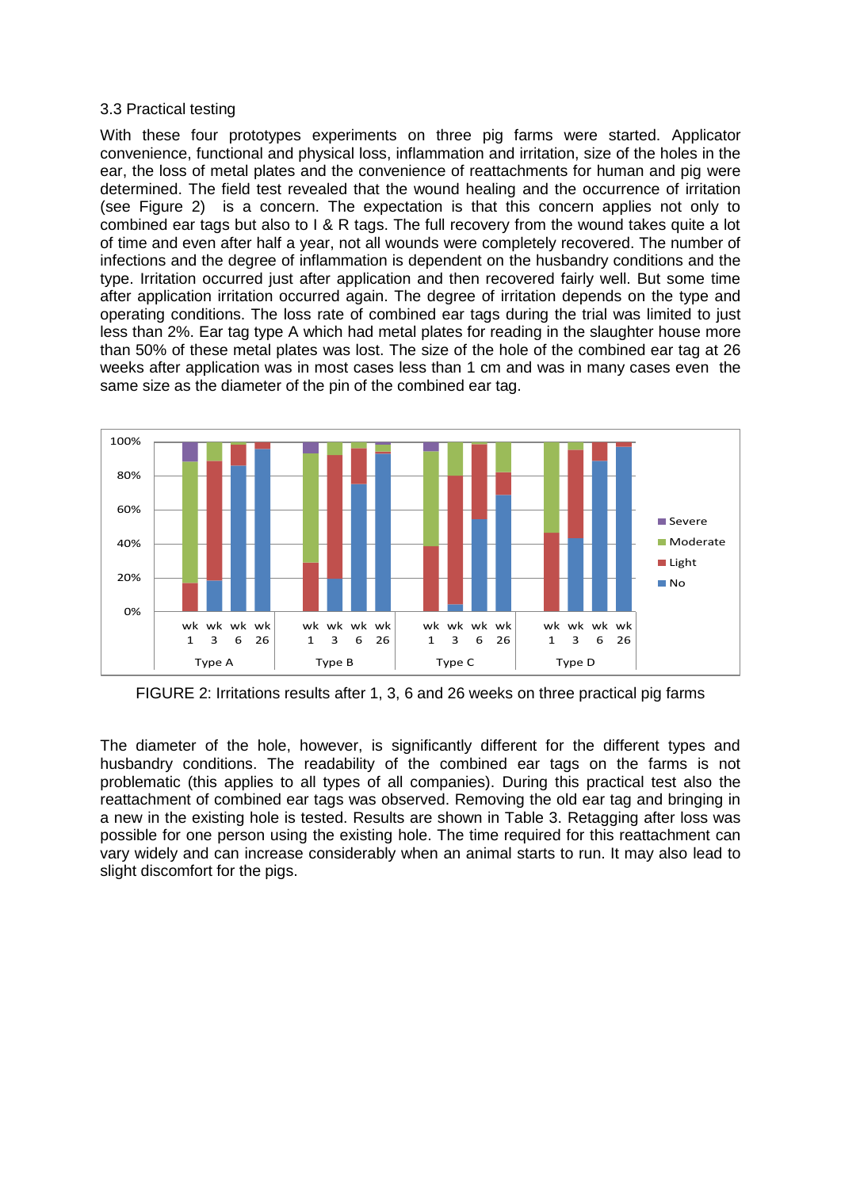3.3 Practical testing

With these four prototypes experiments on three pig farms were started. Applicator convenience, functional and physical loss, inflammation and irritation, size of the holes in the ear, the loss of metal plates and the convenience of reattachments for human and pig were determined. The field test revealed that the wound healing and the occurrence of irritation (see Figure 2) is a concern. The expectation is that this concern applies not only to combined ear tags but also to I & R tags. The full recovery from the wound takes quite a lot of time and even after half a year, not all wounds were completely recovered. The number of infections and the degree of inflammation is dependent on the husbandry conditions and the type. Irritation occurred just after application and then recovered fairly well. But some time after application irritation occurred again. The degree of irritation depends on the type and operating conditions. The loss rate of combined ear tags during the trial was limited to just less than 2%. Ear tag type A which had metal plates for reading in the slaughter house more than 50% of these metal plates was lost. The size of the hole of the combined ear tag at 26 weeks after application was in most cases less than 1 cm and was in many cases even the same size as the diameter of the pin of the combined ear tag.

FIGURE 2: Irritations results after 1, 3, 6 and 26 weeks on three practical pig farms

The diameter of the hole, however, is significantly different for the different types and husbandry conditions. The readability of the combined ear tags on the farms is not problematic (this applies to all types of all companies). During this practical test also the reattachment of combined ear tags was observed. Removing the old ear tag and bringing in a new in the existing hole is tested. Results are shown in Table 3. Retagging after loss was possible for one person using the existing hole. The time required for this reattachment can vary widely and can increase considerably when an animal starts to run. It may also lead to slight discomfort for the pigs.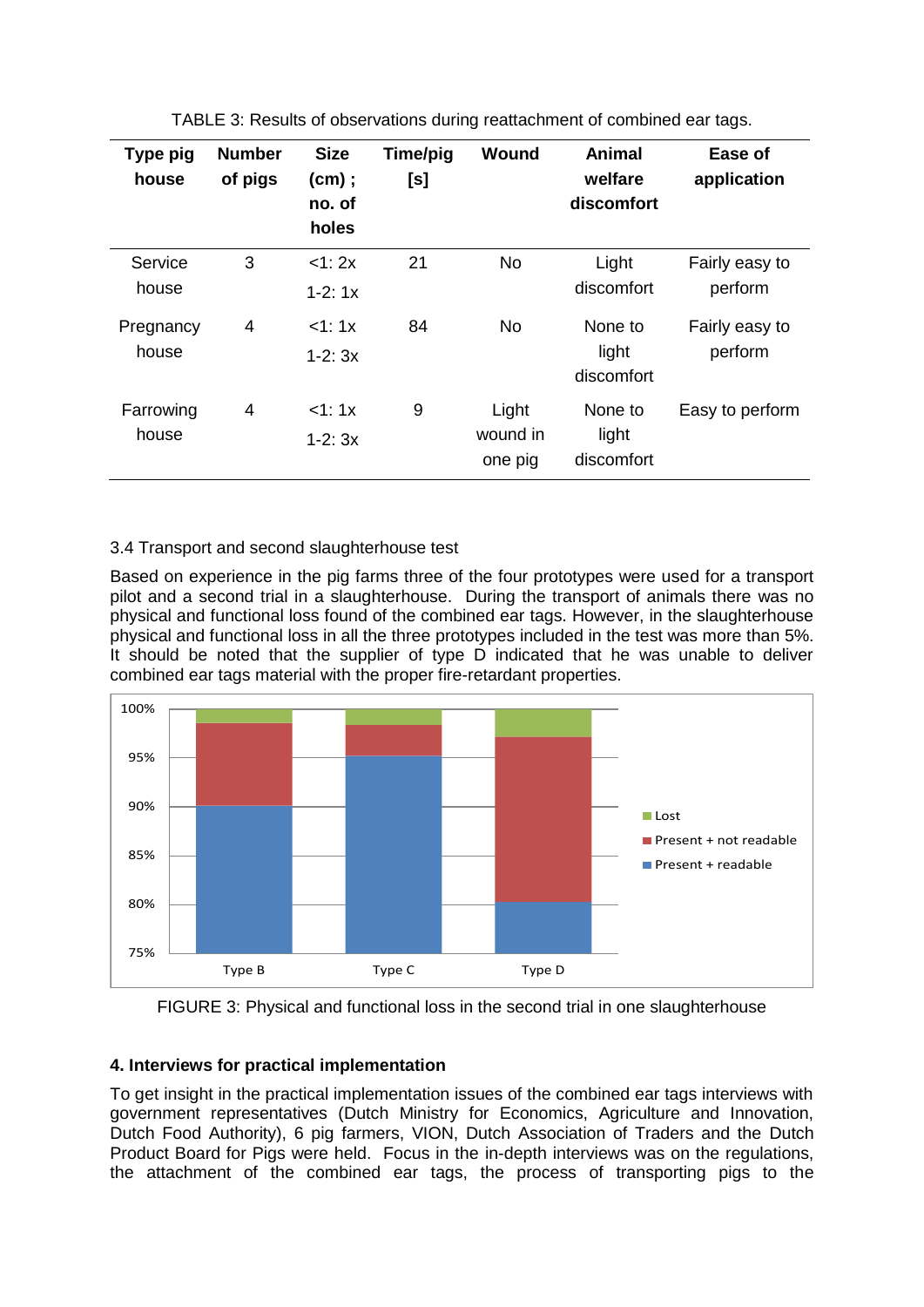TABLE 3: Results of observations during reattachment of combined ear tags.

| Type pig house | Number of pigs | Size (cm) ; no. of holes | Time/pig [s] | Wound | Animal welfare discomfort | Ease of application |
|---|---|---|---|---|---|---|
| Service house | 3 | <1: 2x<br>1-2: 1x | 21 | No | Light discomfort | Fairly easy to perform |
| Pregnancy house | 4 | <1: 1x<br>1-2: 3x | 84 | No | None to light discomfort | Fairly easy to perform |
| Farrowing house | 4 | <1: 1x<br>1-2: 3x | 9 | Light wound in one pig | None to light discomfort | Easy to perform |

3.4 Transport and second slaughterhouse test

Based on experience in the pig farms three of the four prototypes were used for a transport pilot and a second trial in a slaughterhouse. During the transport of animals there was no physical and functional loss found of the combined ear tags. However, in the slaughterhouse physical and functional loss in all the three prototypes included in the test was more than 5%. It should be noted that the supplier of type D indicated that he was unable to deliver combined ear tags material with the proper fire-retardant properties.

FIGURE 3: Physical and functional loss in the second trial in one slaughterhouse

## 4. Interviews for practical implementation

To get insight in the practical implementation issues of the combined ear tags interviews with government representatives (Dutch Ministry for Economics, Agriculture and Innovation, Dutch Food Authority), 6 pig farmers, VION, Dutch Association of Traders and the Dutch Product Board for Pigs were held. Focus in the in-depth interviews was on the regulations, the attachment of the combined ear tags, the process of transporting pigs to the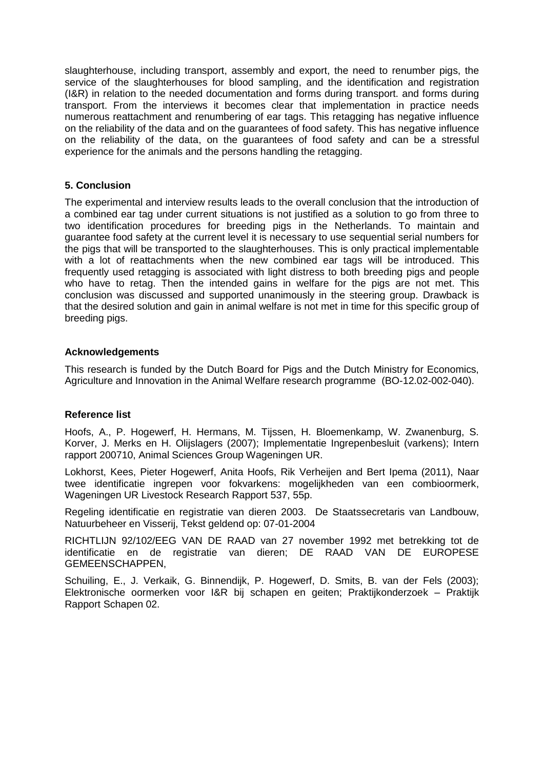slaughterhouse, including transport, assembly and export, the need to renumber pigs, the service of the slaughterhouses for blood sampling, and the identification and registration (I&R) in relation to the needed documentation and forms during transport. and forms during transport. From the interviews it becomes clear that implementation in practice needs numerous reattachment and renumbering of ear tags. This retagging has negative influence on the reliability of the data and on the guarantees of food safety. This has negative influence on the reliability of the data, on the guarantees of food safety and can be a stressful experience for the animals and the persons handling the retagging.

### 5. Conclusion

The experimental and interview results leads to the overall conclusion that the introduction of a combined ear tag under current situations is not justified as a solution to go from three to two identification procedures for breeding pigs in the Netherlands. To maintain and guarantee food safety at the current level it is necessary to use sequential serial numbers for the pigs that will be transported to the slaughterhouses. This is only practical implementable with a lot of reattachments when the new combined ear tags will be introduced. This frequently used retagging is associated with light distress to both breeding pigs and people who have to retag. Then the intended gains in welfare for the pigs are not met. This conclusion was discussed and supported unanimously in the steering group. Drawback is that the desired solution and gain in animal welfare is not met in time for this specific group of breeding pigs.

### Acknowledgements

This research is funded by the Dutch Board for Pigs and the Dutch Ministry for Economics, Agriculture and Innovation in the Animal Welfare research programme (BO-12.02-002-040).

### Reference list

Hoofs, A., P. Hogewerf, H. Hermans, M. Tijssen, H. Bloemenkamp, W. Zwanenburg, S. Korver, J. Merks en H. Olijslagers (2007); Implementatie Ingrepenbesluit (varkens); Intern rapport 200710, Animal Sciences Group Wageningen UR.

Lokhorst, Kees, Pieter Hogewerf, Anita Hoofs, Rik Verheijen and Bert Ipema (2011), Naar twee identificatie ingrepen voor fokvarkens: mogelijkheden van een combioormerk, Wageningen UR Livestock Research Rapport 537, 55p.

Regeling identificatie en registratie van dieren 2003. De Staatssecretaris van Landbouw, Natuurbeheer en Visserij, Tekst geldend op: 07-01-2004

RICHTLIJN 92/102/EEG VAN DE RAAD van 27 november 1992 met betrekking tot de identificatie en de registratie van dieren; DE RAAD VAN DE EUROPESE GEMEENSCHAPPEN,

Schuiling, E., J. Verkaik, G. Binnendijk, P. Hogewerf, D. Smits, B. van der Fels (2003); Elektronische oormerken voor I&R bij schapen en geiten; Praktijkonderzoek – Praktijk Rapport Schapen 02.